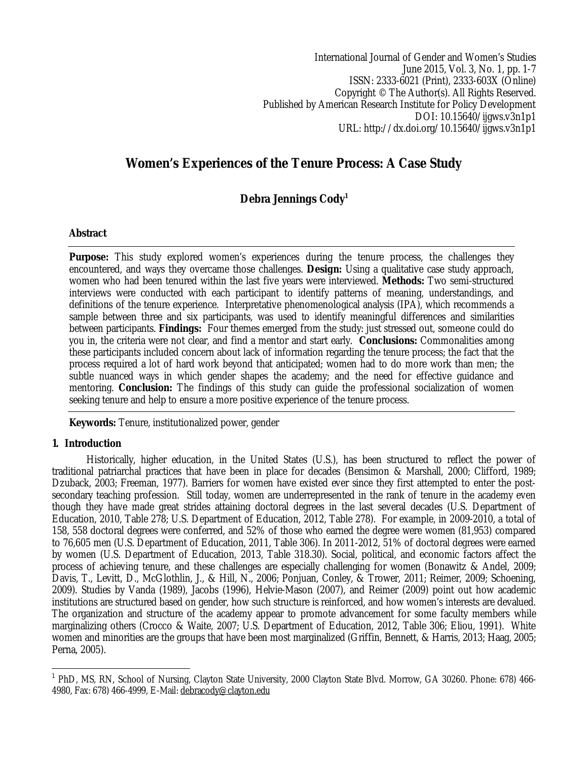International Journal of Gender and Women's Studies
June 2015, Vol. 3, No. 1, pp. 1-7
ISSN: 2333-6021 (Print), 2333-603X (Online)
Copyright © The Author(s). All Rights Reserved.
Published by American Research Institute for Policy Development
DOI: 10.15640/ijgws.v3n1p1
URL: http://dx.doi.org/10.15640/ijgws.v3n1p1

# Women's Experiences of the Tenure Process: A Case Study

**Debra Jennings Cody[1]**

## Abstract

**Purpose:** This study explored women's experiences during the tenure process, the challenges they encountered, and ways they overcame those challenges. **Design:** Using a qualitative case study approach, women who had been tenured within the last five years were interviewed. **Methods:** Two semi-structured interviews were conducted with each participant to identify patterns of meaning, understandings, and definitions of the tenure experience. Interpretative phenomenological analysis (IPA), which recommends a sample between three and six participants, was used to identify meaningful differences and similarities between participants. **Findings:** Four themes emerged from the study: just stressed out, someone could do you in, the criteria were not clear, and find a mentor and start early. **Conclusions:** Commonalities among these participants included concern about lack of information regarding the tenure process; the fact that the process required a lot of hard work beyond that anticipated; women had to do more work than men; the subtle nuanced ways in which gender shapes the academy; and the need for effective guidance and mentoring. **Conclusion:** The findings of this study can guide the professional socialization of women seeking tenure and help to ensure a more positive experience of the tenure process.

**Keywords:** Tenure, institutionalized power, gender

## 1. Introduction

Historically, higher education, in the United States (U.S.), has been structured to reflect the power of traditional patriarchal practices that have been in place for decades (Bensimon & Marshall, 2000; Clifford, 1989; Dzuback, 2003; Freeman, 1977). Barriers for women have existed ever since they first attempted to enter the post-secondary teaching profession. Still today, women are underrepresented in the rank of tenure in the academy even though they have made great strides attaining doctoral degrees in the last several decades (U.S. Department of Education, 2010, Table 278; U.S. Department of Education, 2012, Table 278). For example, in 2009-2010, a total of 158, 558 doctoral degrees were conferred, and 52% of those who earned the degree were women (81,953) compared to 76,605 men (U.S. Department of Education, 2011, Table 306). In 2011-2012, 51% of doctoral degrees were earned by women (U.S. Department of Education, 2013, Table 318.30). Social, political, and economic factors affect the process of achieving tenure, and these challenges are especially challenging for women (Bonawitz & Andel, 2009; Davis, T., Levitt, D., McGlothlin, J., & Hill, N., 2006; Ponjuan, Conley, & Trower, 2011; Reimer, 2009; Schoening, 2009). Studies by Vanda (1989), Jacobs (1996), Helvie-Mason (2007), and Reimer (2009) point out how academic institutions are structured based on gender, how such structure is reinforced, and how women's interests are devalued. The organization and structure of the academy appear to promote advancement for some faculty members while marginalizing others (Crocco & Waite, 2007; U.S. Department of Education, 2012, Table 306; Eliou, 1991). White women and minorities are the groups that have been most marginalized (Griffin, Bennett, & Harris, 2013; Haag, 2005; Perna, 2005).

---

[1] PhD, MS, RN, School of Nursing, Clayton State University, 2000 Clayton State Blvd. Morrow, GA 30260. Phone: 678) 466-4980, Fax: 678) 466-4999, E-Mail: debracody@clayton.edu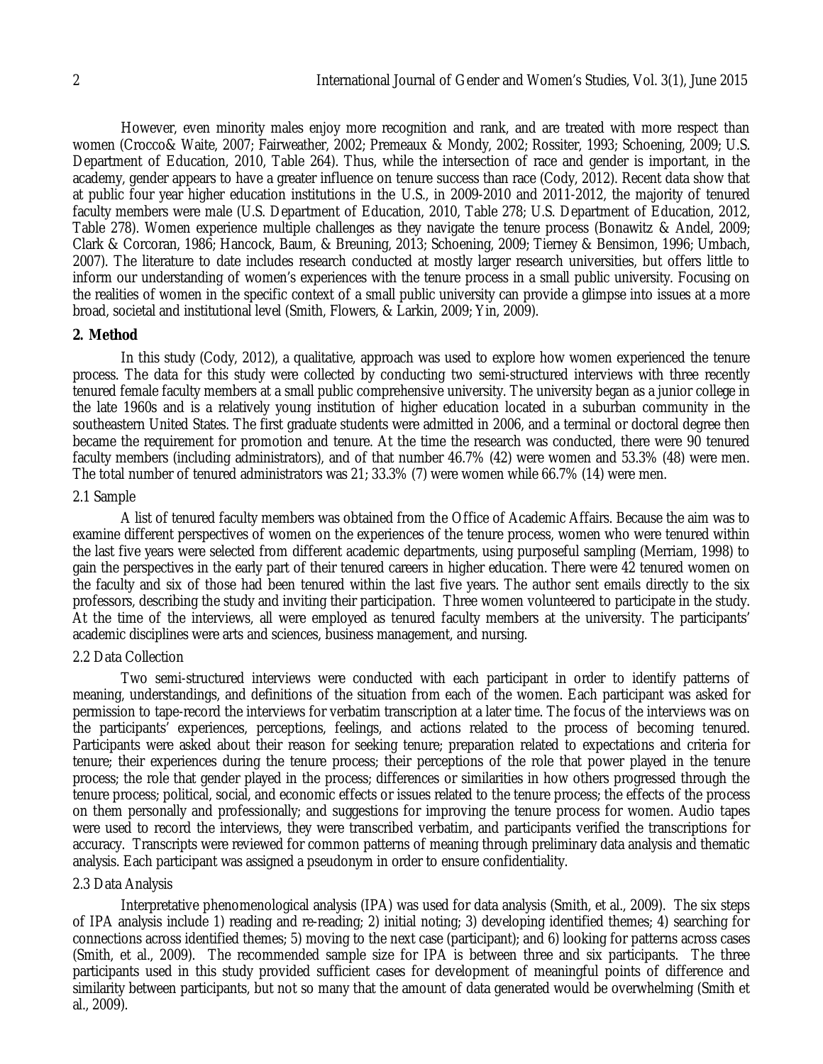However, even minority males enjoy more recognition and rank, and are treated with more respect than women (Crocco& Waite, 2007; Fairweather, 2002; Premeaux & Mondy, 2002; Rossiter, 1993; Schoening, 2009; U.S. Department of Education, 2010, Table 264). Thus, while the intersection of race and gender is important, in the academy, gender appears to have a greater influence on tenure success than race (Cody, 2012). Recent data show that at public four year higher education institutions in the U.S., in 2009-2010 and 2011-2012, the majority of tenured faculty members were male (U.S. Department of Education, 2010, Table 278; U.S. Department of Education, 2012, Table 278). Women experience multiple challenges as they navigate the tenure process (Bonawitz & Andel, 2009; Clark & Corcoran, 1986; Hancock, Baum, & Breuning, 2013; Schoening, 2009; Tierney & Bensimon, 1996; Umbach, 2007). The literature to date includes research conducted at mostly larger research universities, but offers little to inform our understanding of women's experiences with the tenure process in a small public university. Focusing on the realities of women in the specific context of a small public university can provide a glimpse into issues at a more broad, societal and institutional level (Smith, Flowers, & Larkin, 2009; Yin, 2009).

## 2. Method

In this study (Cody, 2012), a qualitative, approach was used to explore how women experienced the tenure process. The data for this study were collected by conducting two semi-structured interviews with three recently tenured female faculty members at a small public comprehensive university. The university began as a junior college in the late 1960s and is a relatively young institution of higher education located in a suburban community in the southeastern United States. The first graduate students were admitted in 2006, and a terminal or doctoral degree then became the requirement for promotion and tenure. At the time the research was conducted, there were 90 tenured faculty members (including administrators), and of that number 46.7% (42) were women and 53.3% (48) were men. The total number of tenured administrators was 21; 33.3% (7) were women while 66.7% (14) were men.

### 2.1 Sample

A list of tenured faculty members was obtained from the Office of Academic Affairs. Because the aim was to examine different perspectives of women on the experiences of the tenure process, women who were tenured within the last five years were selected from different academic departments, using purposeful sampling (Merriam, 1998) to gain the perspectives in the early part of their tenured careers in higher education. There were 42 tenured women on the faculty and six of those had been tenured within the last five years. The author sent emails directly to the six professors, describing the study and inviting their participation. Three women volunteered to participate in the study. At the time of the interviews, all were employed as tenured faculty members at the university. The participants' academic disciplines were arts and sciences, business management, and nursing.

### 2.2 Data Collection

Two semi-structured interviews were conducted with each participant in order to identify patterns of meaning, understandings, and definitions of the situation from each of the women. Each participant was asked for permission to tape-record the interviews for verbatim transcription at a later time. The focus of the interviews was on the participants' experiences, perceptions, feelings, and actions related to the process of becoming tenured. Participants were asked about their reason for seeking tenure; preparation related to expectations and criteria for tenure; their experiences during the tenure process; their perceptions of the role that power played in the tenure process; the role that gender played in the process; differences or similarities in how others progressed through the tenure process; political, social, and economic effects or issues related to the tenure process; the effects of the process on them personally and professionally; and suggestions for improving the tenure process for women. Audio tapes were used to record the interviews, they were transcribed verbatim, and participants verified the transcriptions for accuracy. Transcripts were reviewed for common patterns of meaning through preliminary data analysis and thematic analysis. Each participant was assigned a pseudonym in order to ensure confidentiality.

### 2.3 Data Analysis

Interpretative phenomenological analysis (IPA) was used for data analysis (Smith, et al., 2009). The six steps of IPA analysis include 1) reading and re-reading; 2) initial noting; 3) developing identified themes; 4) searching for connections across identified themes; 5) moving to the next case (participant); and 6) looking for patterns across cases (Smith, et al., 2009). The recommended sample size for IPA is between three and six participants. The three participants used in this study provided sufficient cases for development of meaningful points of difference and similarity between participants, but not so many that the amount of data generated would be overwhelming (Smith et al., 2009).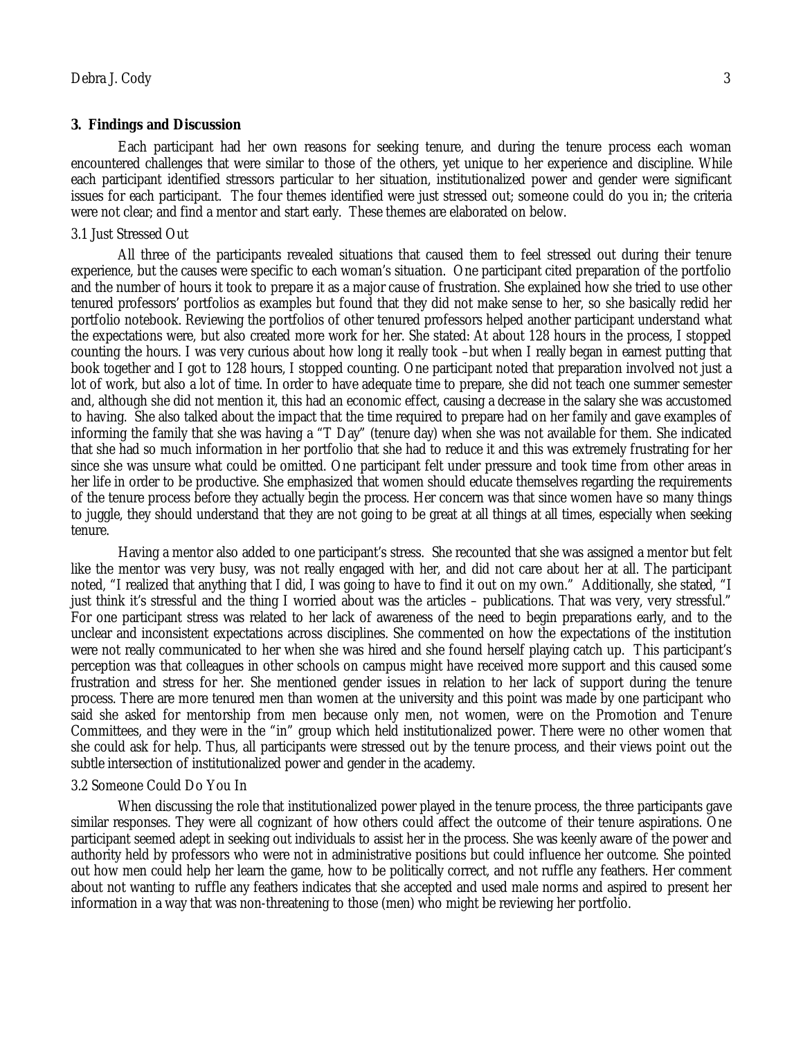## 3. Findings and Discussion

Each participant had her own reasons for seeking tenure, and during the tenure process each woman encountered challenges that were similar to those of the others, yet unique to her experience and discipline. While each participant identified stressors particular to her situation, institutionalized power and gender were significant issues for each participant. The four themes identified were just stressed out; someone could do you in; the criteria were not clear; and find a mentor and start early. These themes are elaborated on below.

### 3.1 Just Stressed Out

All three of the participants revealed situations that caused them to feel stressed out during their tenure experience, but the causes were specific to each woman's situation. One participant cited preparation of the portfolio and the number of hours it took to prepare it as a major cause of frustration. She explained how she tried to use other tenured professors' portfolios as examples but found that they did not make sense to her, so she basically redid her portfolio notebook. Reviewing the portfolios of other tenured professors helped another participant understand what the expectations were, but also created more work for her. She stated: At about 128 hours in the process, I stopped counting the hours. I was very curious about how long it really took –but when I really began in earnest putting that book together and I got to 128 hours, I stopped counting. One participant noted that preparation involved not just a lot of work, but also a lot of time. In order to have adequate time to prepare, she did not teach one summer semester and, although she did not mention it, this had an economic effect, causing a decrease in the salary she was accustomed to having. She also talked about the impact that the time required to prepare had on her family and gave examples of informing the family that she was having a "T Day" (tenure day) when she was not available for them. She indicated that she had so much information in her portfolio that she had to reduce it and this was extremely frustrating for her since she was unsure what could be omitted. One participant felt under pressure and took time from other areas in her life in order to be productive. She emphasized that women should educate themselves regarding the requirements of the tenure process before they actually begin the process. Her concern was that since women have so many things to juggle, they should understand that they are not going to be great at all things at all times, especially when seeking tenure.

Having a mentor also added to one participant's stress. She recounted that she was assigned a mentor but felt like the mentor was very busy, was not really engaged with her, and did not care about her at all. The participant noted, "I realized that anything that I did, I was going to have to find it out on my own." Additionally, she stated, "I just think it's stressful and the thing I worried about was the articles – publications. That was very, very stressful." For one participant stress was related to her lack of awareness of the need to begin preparations early, and to the unclear and inconsistent expectations across disciplines. She commented on how the expectations of the institution were not really communicated to her when she was hired and she found herself playing catch up. This participant's perception was that colleagues in other schools on campus might have received more support and this caused some frustration and stress for her. She mentioned gender issues in relation to her lack of support during the tenure process. There are more tenured men than women at the university and this point was made by one participant who said she asked for mentorship from men because only men, not women, were on the Promotion and Tenure Committees, and they were in the "in" group which held institutionalized power. There were no other women that she could ask for help. Thus, all participants were stressed out by the tenure process, and their views point out the subtle intersection of institutionalized power and gender in the academy.

### 3.2 Someone Could Do You In

When discussing the role that institutionalized power played in the tenure process, the three participants gave similar responses. They were all cognizant of how others could affect the outcome of their tenure aspirations. One participant seemed adept in seeking out individuals to assist her in the process. She was keenly aware of the power and authority held by professors who were not in administrative positions but could influence her outcome. She pointed out how men could help her learn the game, how to be politically correct, and not ruffle any feathers. Her comment about not wanting to ruffle any feathers indicates that she accepted and used male norms and aspired to present her information in a way that was non-threatening to those (men) who might be reviewing her portfolio.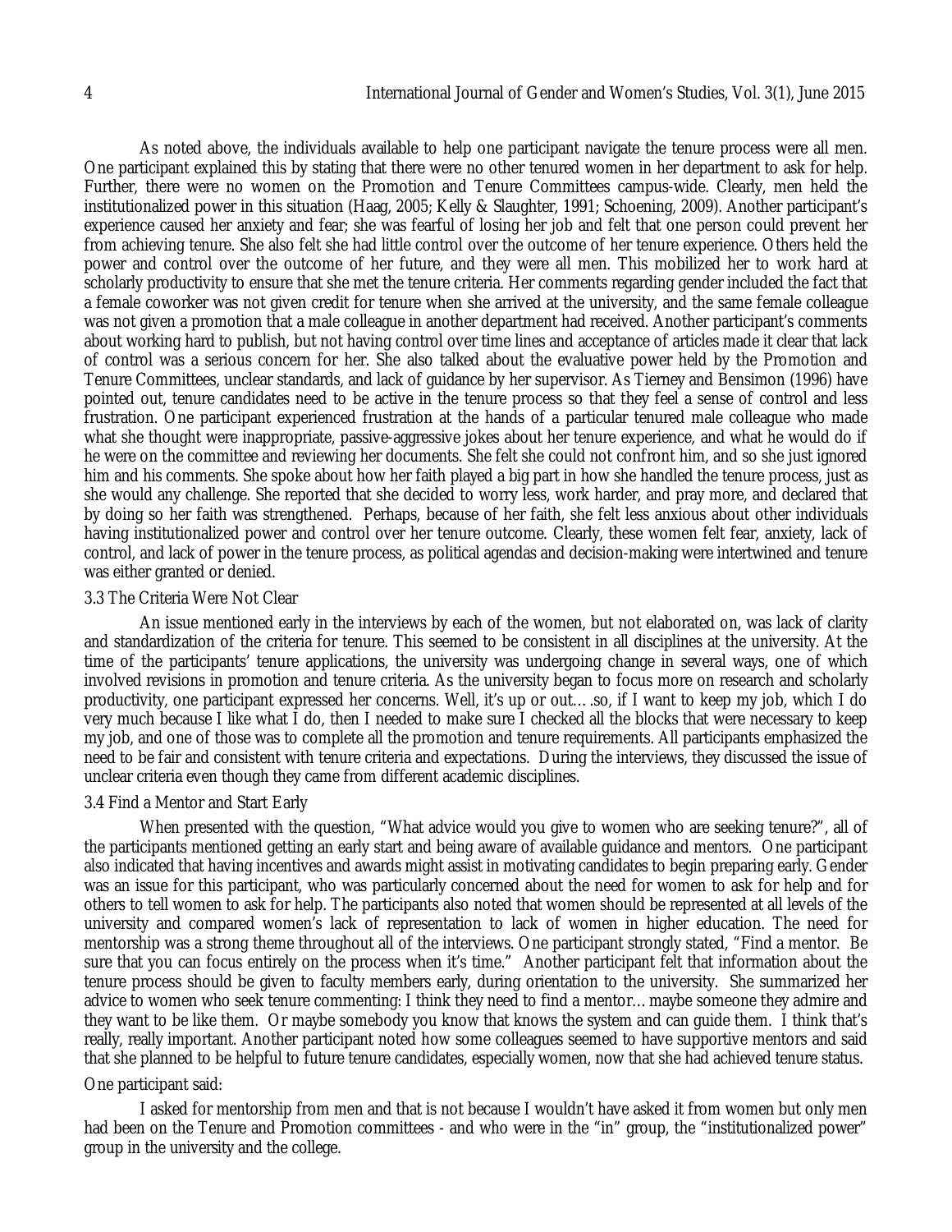As noted above, the individuals available to help one participant navigate the tenure process were all men. One participant explained this by stating that there were no other tenured women in her department to ask for help. Further, there were no women on the Promotion and Tenure Committees campus-wide. Clearly, men held the institutionalized power in this situation (Haag, 2005; Kelly & Slaughter, 1991; Schoening, 2009). Another participant's experience caused her anxiety and fear; she was fearful of losing her job and felt that one person could prevent her from achieving tenure. She also felt she had little control over the outcome of her tenure experience. Others held the power and control over the outcome of her future, and they were all men. This mobilized her to work hard at scholarly productivity to ensure that she met the tenure criteria. Her comments regarding gender included the fact that a female coworker was not given credit for tenure when she arrived at the university, and the same female colleague was not given a promotion that a male colleague in another department had received. Another participant's comments about working hard to publish, but not having control over time lines and acceptance of articles made it clear that lack of control was a serious concern for her. She also talked about the evaluative power held by the Promotion and Tenure Committees, unclear standards, and lack of guidance by her supervisor. As Tierney and Bensimon (1996) have pointed out, tenure candidates need to be active in the tenure process so that they feel a sense of control and less frustration. One participant experienced frustration at the hands of a particular tenured male colleague who made what she thought were inappropriate, passive-aggressive jokes about her tenure experience, and what he would do if he were on the committee and reviewing her documents. She felt she could not confront him, and so she just ignored him and his comments. She spoke about how her faith played a big part in how she handled the tenure process, just as she would any challenge. She reported that she decided to worry less, work harder, and pray more, and declared that by doing so her faith was strengthened. Perhaps, because of her faith, she felt less anxious about other individuals having institutionalized power and control over her tenure outcome. Clearly, these women felt fear, anxiety, lack of control, and lack of power in the tenure process, as political agendas and decision-making were intertwined and tenure was either granted or denied.

### 3.3 The Criteria Were Not Clear

An issue mentioned early in the interviews by each of the women, but not elaborated on, was lack of clarity and standardization of the criteria for tenure. This seemed to be consistent in all disciplines at the university. At the time of the participants' tenure applications, the university was undergoing change in several ways, one of which involved revisions in promotion and tenure criteria. As the university began to focus more on research and scholarly productivity, one participant expressed her concerns. Well, it's up or out….so, if I want to keep my job, which I do very much because I like what I do, then I needed to make sure I checked all the blocks that were necessary to keep my job, and one of those was to complete all the promotion and tenure requirements. All participants emphasized the need to be fair and consistent with tenure criteria and expectations. During the interviews, they discussed the issue of unclear criteria even though they came from different academic disciplines.

### 3.4 Find a Mentor and Start Early

When presented with the question, "What advice would you give to women who are seeking tenure?", all of the participants mentioned getting an early start and being aware of available guidance and mentors. One participant also indicated that having incentives and awards might assist in motivating candidates to begin preparing early. Gender was an issue for this participant, who was particularly concerned about the need for women to ask for help and for others to tell women to ask for help. The participants also noted that women should be represented at all levels of the university and compared women's lack of representation to lack of women in higher education. The need for mentorship was a strong theme throughout all of the interviews. One participant strongly stated, "Find a mentor. Be sure that you can focus entirely on the process when it's time." Another participant felt that information about the tenure process should be given to faculty members early, during orientation to the university. She summarized her advice to women who seek tenure commenting: I think they need to find a mentor… maybe someone they admire and they want to be like them. Or maybe somebody you know that knows the system and can guide them. I think that's really, really important. Another participant noted how some colleagues seemed to have supportive mentors and said that she planned to be helpful to future tenure candidates, especially women, now that she had achieved tenure status.

One participant said:

> I asked for mentorship from men and that is not because I wouldn't have asked it from women but only men had been on the Tenure and Promotion committees - and who were in the "in" group, the "institutionalized power" group in the university and the college.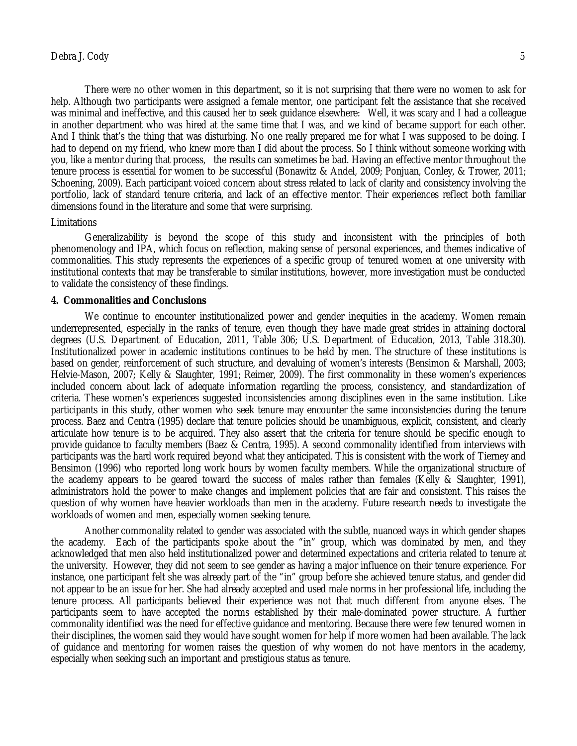There were no other women in this department, so it is not surprising that there were no women to ask for help. Although two participants were assigned a female mentor, one participant felt the assistance that she received was minimal and ineffective, and this caused her to seek guidance elsewhere: Well, it was scary and I had a colleague in another department who was hired at the same time that I was, and we kind of became support for each other. And I think that's the thing that was disturbing. No one really prepared me for what I was supposed to be doing. I had to depend on my friend, who knew more than I did about the process. So I think without someone working with you, like a mentor during that process, the results can sometimes be bad. Having an effective mentor throughout the tenure process is essential for women to be successful (Bonawitz & Andel, 2009; Ponjuan, Conley, & Trower, 2011; Schoening, 2009). Each participant voiced concern about stress related to lack of clarity and consistency involving the portfolio, lack of standard tenure criteria, and lack of an effective mentor. Their experiences reflect both familiar dimensions found in the literature and some that were surprising.

Limitations

Generalizability is beyond the scope of this study and inconsistent with the principles of both phenomenology and IPA, which focus on reflection, making sense of personal experiences, and themes indicative of commonalities. This study represents the experiences of a specific group of tenured women at one university with institutional contexts that may be transferable to similar institutions, however, more investigation must be conducted to validate the consistency of these findings.

## 4. Commonalities and Conclusions

We continue to encounter institutionalized power and gender inequities in the academy. Women remain underrepresented, especially in the ranks of tenure, even though they have made great strides in attaining doctoral degrees (U.S. Department of Education, 2011, Table 306; U.S. Department of Education, 2013, Table 318.30). Institutionalized power in academic institutions continues to be held by men. The structure of these institutions is based on gender, reinforcement of such structure, and devaluing of women's interests (Bensimon & Marshall, 2003; Helvie-Mason, 2007; Kelly & Slaughter, 1991; Reimer, 2009). The first commonality in these women's experiences included concern about lack of adequate information regarding the process, consistency, and standardization of criteria. These women's experiences suggested inconsistencies among disciplines even in the same institution. Like participants in this study, other women who seek tenure may encounter the same inconsistencies during the tenure process. Baez and Centra (1995) declare that tenure policies should be unambiguous, explicit, consistent, and clearly articulate how tenure is to be acquired. They also assert that the criteria for tenure should be specific enough to provide guidance to faculty members (Baez & Centra, 1995). A second commonality identified from interviews with participants was the hard work required beyond what they anticipated. This is consistent with the work of Tierney and Bensimon (1996) who reported long work hours by women faculty members. While the organizational structure of the academy appears to be geared toward the success of males rather than females (Kelly & Slaughter, 1991), administrators hold the power to make changes and implement policies that are fair and consistent. This raises the question of why women have heavier workloads than men in the academy. Future research needs to investigate the workloads of women and men, especially women seeking tenure.

Another commonality related to gender was associated with the subtle, nuanced ways in which gender shapes the academy. Each of the participants spoke about the "in" group, which was dominated by men, and they acknowledged that men also held institutionalized power and determined expectations and criteria related to tenure at the university. However, they did not seem to see gender as having a major influence on their tenure experience. For instance, one participant felt she was already part of the "in" group before she achieved tenure status, and gender did not appear to be an issue for her. She had already accepted and used male norms in her professional life, including the tenure process. All participants believed their experience was not that much different from anyone elses. The participants seem to have accepted the norms established by their male-dominated power structure. A further commonality identified was the need for effective guidance and mentoring. Because there were few tenured women in their disciplines, the women said they would have sought women for help if more women had been available. The lack of guidance and mentoring for women raises the question of why women do not have mentors in the academy, especially when seeking such an important and prestigious status as tenure.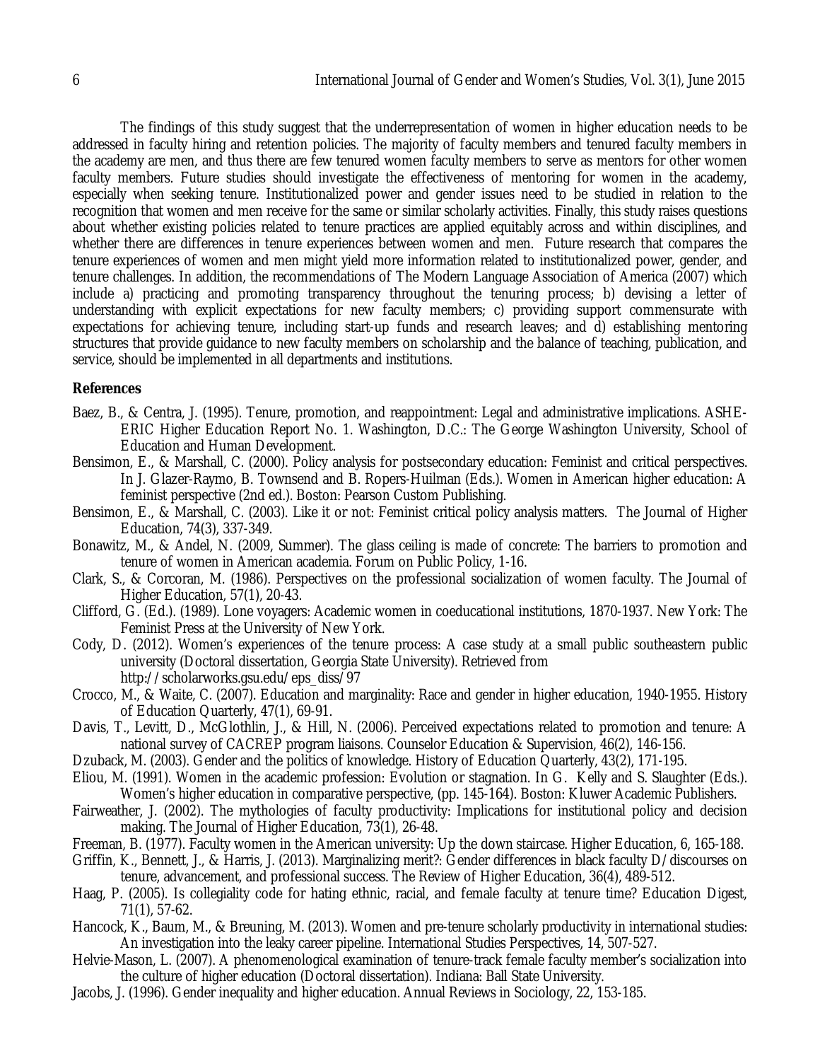The findings of this study suggest that the underrepresentation of women in higher education needs to be addressed in faculty hiring and retention policies. The majority of faculty members and tenured faculty members in the academy are men, and thus there are few tenured women faculty members to serve as mentors for other women faculty members. Future studies should investigate the effectiveness of mentoring for women in the academy, especially when seeking tenure. Institutionalized power and gender issues need to be studied in relation to the recognition that women and men receive for the same or similar scholarly activities. Finally, this study raises questions about whether existing policies related to tenure practices are applied equitably across and within disciplines, and whether there are differences in tenure experiences between women and men. Future research that compares the tenure experiences of women and men might yield more information related to institutionalized power, gender, and tenure challenges. In addition, the recommendations of The Modern Language Association of America (2007) which include a) practicing and promoting transparency throughout the tenuring process; b) devising a letter of understanding with explicit expectations for new faculty members; c) providing support commensurate with expectations for achieving tenure, including start-up funds and research leaves; and d) establishing mentoring structures that provide guidance to new faculty members on scholarship and the balance of teaching, publication, and service, should be implemented in all departments and institutions.

## References

Baez, B., & Centra, J. (1995). Tenure, promotion, and reappointment: Legal and administrative implications. ASHE-ERIC Higher Education Report No. 1. Washington, D.C.: The George Washington University, School of Education and Human Development.

Bensimon, E., & Marshall, C. (2000). Policy analysis for postsecondary education: Feminist and critical perspectives. In J. Glazer-Raymo, B. Townsend and B. Ropers-Huilman (Eds.). Women in American higher education: A feminist perspective (2nd ed.). Boston: Pearson Custom Publishing.

Bensimon, E., & Marshall, C. (2003). Like it or not: Feminist critical policy analysis matters. The Journal of Higher Education, 74(3), 337-349.

Bonawitz, M., & Andel, N. (2009, Summer). The glass ceiling is made of concrete: The barriers to promotion and tenure of women in American academia. Forum on Public Policy, 1-16.

Clark, S., & Corcoran, M. (1986). Perspectives on the professional socialization of women faculty. The Journal of Higher Education, 57(1), 20-43.

Clifford, G. (Ed.). (1989). Lone voyagers: Academic women in coeducational institutions, 1870-1937. New York: The Feminist Press at the University of New York.

Cody, D. (2012). Women's experiences of the tenure process: A case study at a small public southeastern public university (Doctoral dissertation, Georgia State University). Retrieved from http://scholarworks.gsu.edu/eps_diss/97

Crocco, M., & Waite, C. (2007). Education and marginality: Race and gender in higher education, 1940-1955. History of Education Quarterly, 47(1), 69-91.

Davis, T., Levitt, D., McGlothlin, J., & Hill, N. (2006). Perceived expectations related to promotion and tenure: A national survey of CACREP program liaisons. Counselor Education & Supervision, 46(2), 146-156.

Dzuback, M. (2003). Gender and the politics of knowledge. History of Education Quarterly, 43(2), 171-195.

Eliou, M. (1991). Women in the academic profession: Evolution or stagnation. In G. Kelly and S. Slaughter (Eds.). Women's higher education in comparative perspective, (pp. 145-164). Boston: Kluwer Academic Publishers.

Fairweather, J. (2002). The mythologies of faculty productivity: Implications for institutional policy and decision making. The Journal of Higher Education, 73(1), 26-48.

Freeman, B. (1977). Faculty women in the American university: Up the down staircase. Higher Education, 6, 165-188.

Griffin, K., Bennett, J., & Harris, J. (2013). Marginalizing merit?: Gender differences in black faculty D/discourses on tenure, advancement, and professional success. The Review of Higher Education, 36(4), 489-512.

Haag, P. (2005). Is collegiality code for hating ethnic, racial, and female faculty at tenure time? Education Digest, 71(1), 57-62.

Hancock, K., Baum, M., & Breuning, M. (2013). Women and pre-tenure scholarly productivity in international studies: An investigation into the leaky career pipeline. International Studies Perspectives, 14, 507-527.

Helvie-Mason, L. (2007). A phenomenological examination of tenure-track female faculty member's socialization into the culture of higher education (Doctoral dissertation). Indiana: Ball State University.

Jacobs, J. (1996). Gender inequality and higher education. Annual Reviews in Sociology, 22, 153-185.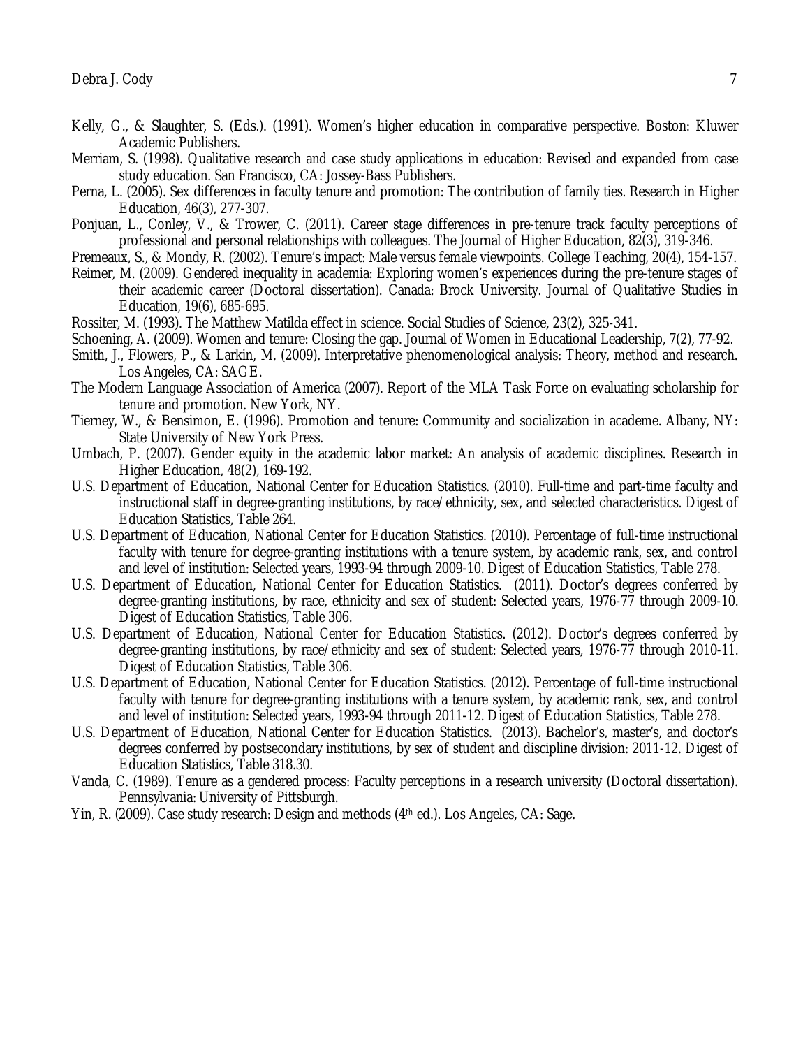Kelly, G., & Slaughter, S. (Eds.). (1991). Women's higher education in comparative perspective. Boston: Kluwer Academic Publishers.

Merriam, S. (1998). Qualitative research and case study applications in education: Revised and expanded from case study education. San Francisco, CA: Jossey-Bass Publishers.

Perna, L. (2005). Sex differences in faculty tenure and promotion: The contribution of family ties. Research in Higher Education, 46(3), 277-307.

Ponjuan, L., Conley, V., & Trower, C. (2011). Career stage differences in pre-tenure track faculty perceptions of professional and personal relationships with colleagues. The Journal of Higher Education, 82(3), 319-346.

Premeaux, S., & Mondy, R. (2002). Tenure's impact: Male versus female viewpoints. College Teaching, 20(4), 154-157.

Reimer, M. (2009). Gendered inequality in academia: Exploring women's experiences during the pre-tenure stages of their academic career (Doctoral dissertation). Canada: Brock University. Journal of Qualitative Studies in Education, 19(6), 685-695.

Rossiter, M. (1993). The Matthew Matilda effect in science. Social Studies of Science, 23(2), 325-341.

Schoening, A. (2009). Women and tenure: Closing the gap. Journal of Women in Educational Leadership, 7(2), 77-92.

Smith, J., Flowers, P., & Larkin, M. (2009). Interpretative phenomenological analysis: Theory, method and research. Los Angeles, CA: SAGE.

The Modern Language Association of America (2007). Report of the MLA Task Force on evaluating scholarship for tenure and promotion. New York, NY.

Tierney, W., & Bensimon, E. (1996). Promotion and tenure: Community and socialization in academe. Albany, NY: State University of New York Press.

Umbach, P. (2007). Gender equity in the academic labor market: An analysis of academic disciplines. Research in Higher Education, 48(2), 169-192.

U.S. Department of Education, National Center for Education Statistics. (2010). Full-time and part-time faculty and instructional staff in degree-granting institutions, by race/ethnicity, sex, and selected characteristics. Digest of Education Statistics, Table 264.

U.S. Department of Education, National Center for Education Statistics. (2010). Percentage of full-time instructional faculty with tenure for degree-granting institutions with a tenure system, by academic rank, sex, and control and level of institution: Selected years, 1993-94 through 2009-10. Digest of Education Statistics, Table 278.

U.S. Department of Education, National Center for Education Statistics. (2011). Doctor's degrees conferred by degree-granting institutions, by race, ethnicity and sex of student: Selected years, 1976-77 through 2009-10. Digest of Education Statistics, Table 306.

U.S. Department of Education, National Center for Education Statistics. (2012). Doctor's degrees conferred by degree-granting institutions, by race/ethnicity and sex of student: Selected years, 1976-77 through 2010-11. Digest of Education Statistics, Table 306.

U.S. Department of Education, National Center for Education Statistics. (2012). Percentage of full-time instructional faculty with tenure for degree-granting institutions with a tenure system, by academic rank, sex, and control and level of institution: Selected years, 1993-94 through 2011-12. Digest of Education Statistics, Table 278.

U.S. Department of Education, National Center for Education Statistics. (2013). Bachelor's, master's, and doctor's degrees conferred by postsecondary institutions, by sex of student and discipline division: 2011-12. Digest of Education Statistics, Table 318.30.

Vanda, C. (1989). Tenure as a gendered process: Faculty perceptions in a research university (Doctoral dissertation). Pennsylvania: University of Pittsburgh.

Yin, R. (2009). Case study research: Design and methods (4th ed.). Los Angeles, CA: Sage.